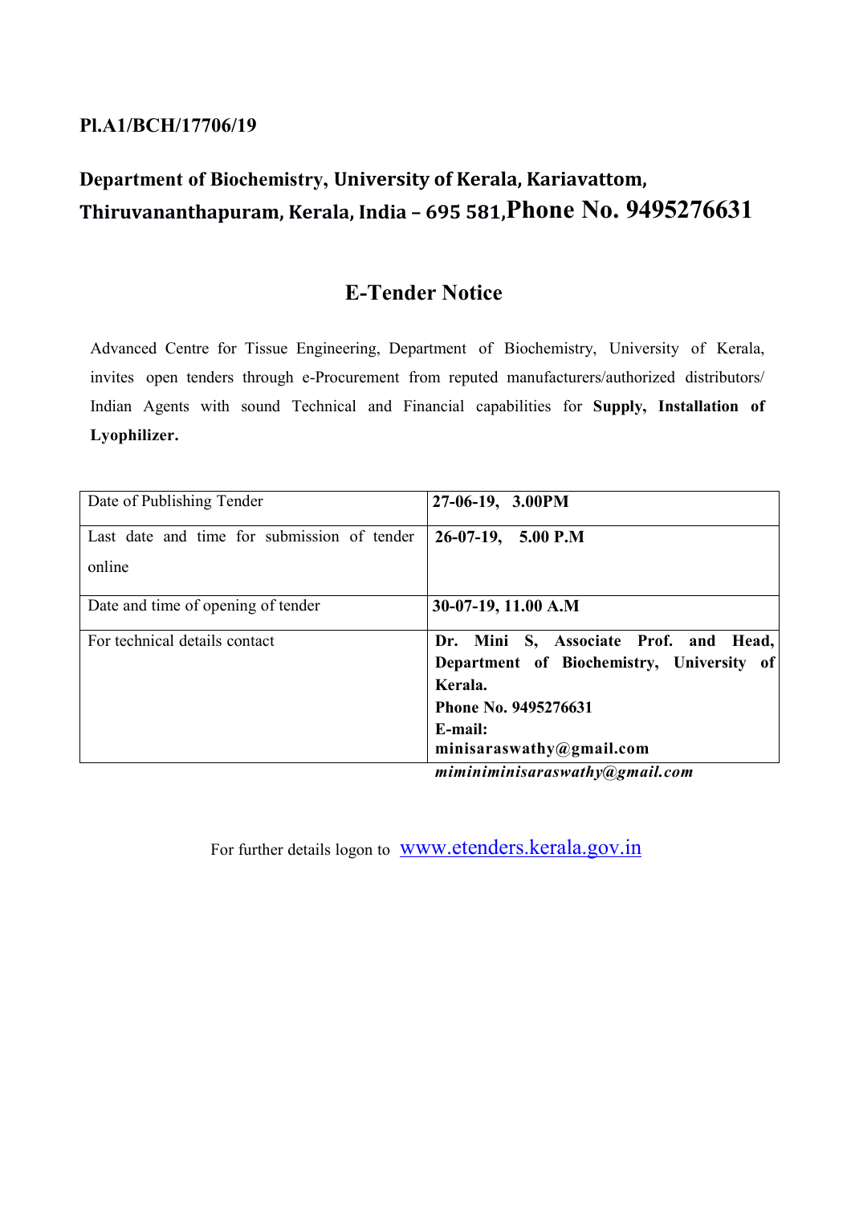**Pl.A1/BCH/17706/19**

**Department of Biochemistry, University of Kerala, Kariavattom, Thiruvananthapuram, Kerala, India – 695 581, Phone No. 9495276631**

# E-Tender Notice

Advanced Centre for Tissue Engineering, Department of Biochemistry, University of Kerala, invites open tenders through e-Procurement from reputed manufacturers/authorized distributors/ Indian Agents with sound Technical and Financial capabilities for **Supply, Installation of Lyophilizer.**

| | |
|---|---|
| Date of Publishing Tender | **27-06-19, 3.00PM** |
| Last date and time for submission of tender online | **26-07-19, 5.00 P.M** |
| Date and time of opening of tender | **30-07-19, 11.00 A.M** |
| For technical details contact | **Dr. Mini S, Associate Prof. and Head, Department of Biochemistry, University of Kerala.**<br>**Phone No. 9495276631**<br>**E-mail:**<br>**minisaraswathy@gmail.com** |

***miminiminisaraswathy@gmail.com***

For further details logon to www.etenders.kerala.gov.in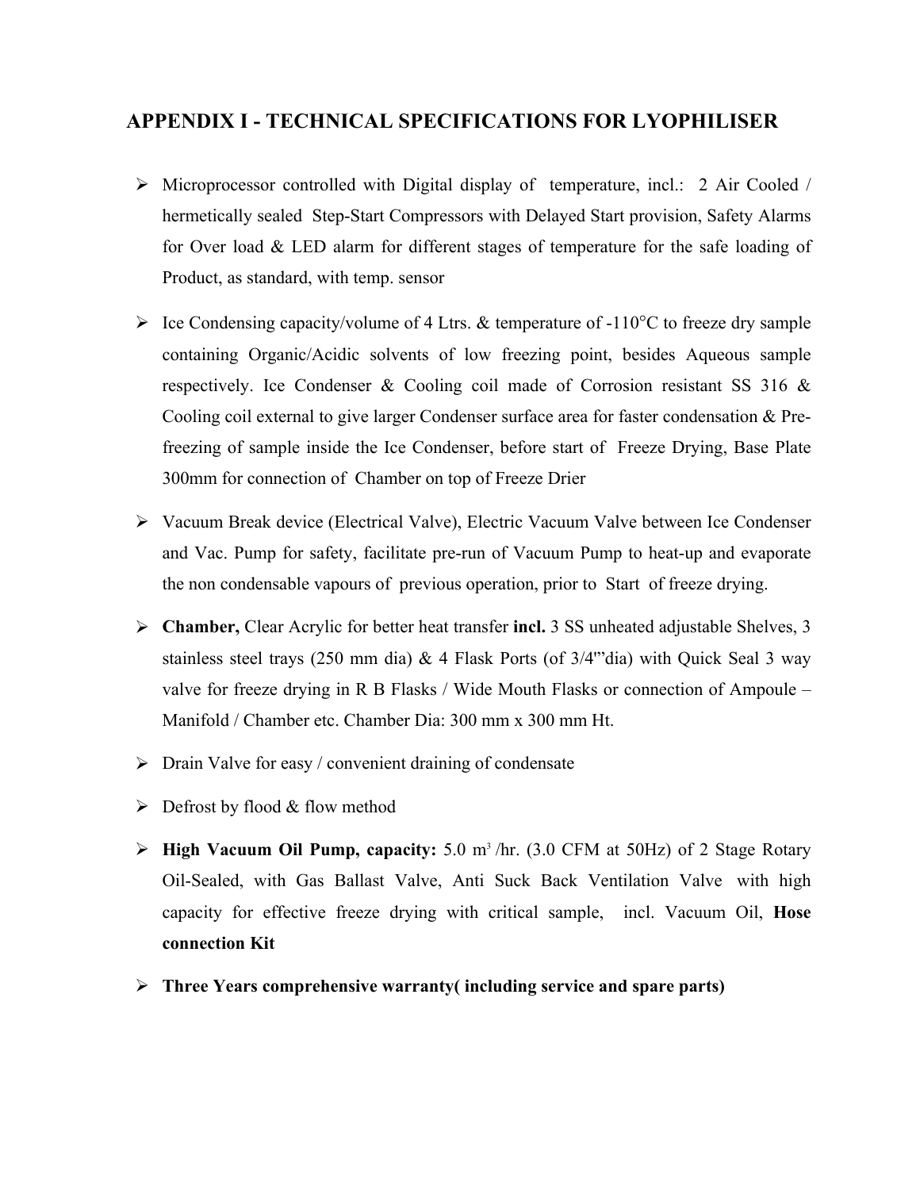## APPENDIX I - TECHNICAL SPECIFICATIONS FOR LYOPHILISER

- Microprocessor controlled with Digital display of temperature, incl.: 2 Air Cooled / hermetically sealed Step-Start Compressors with Delayed Start provision, Safety Alarms for Over load & LED alarm for different stages of temperature for the safe loading of Product, as standard, with temp. sensor
- Ice Condensing capacity/volume of 4 Ltrs. & temperature of -110°C to freeze dry sample containing Organic/Acidic solvents of low freezing point, besides Aqueous sample respectively. Ice Condenser & Cooling coil made of Corrosion resistant SS 316 & Cooling coil external to give larger Condenser surface area for faster condensation & Pre-freezing of sample inside the Ice Condenser, before start of Freeze Drying, Base Plate 300mm for connection of Chamber on top of Freeze Drier
- Vacuum Break device (Electrical Valve), Electric Vacuum Valve between Ice Condenser and Vac. Pump for safety, facilitate pre-run of Vacuum Pump to heat-up and evaporate the non condensable vapours of previous operation, prior to Start of freeze drying.
- **Chamber,** Clear Acrylic for better heat transfer **incl.** 3 SS unheated adjustable Shelves, 3 stainless steel trays (250 mm dia) & 4 Flask Ports (of 3/4'"dia) with Quick Seal 3 way valve for freeze drying in R B Flasks / Wide Mouth Flasks or connection of Ampoule – Manifold / Chamber etc. Chamber Dia: 300 mm x 300 mm Ht.
- Drain Valve for easy / convenient draining of condensate
- Defrost by flood & flow method
- **High Vacuum Oil Pump, capacity:** 5.0 $m^3$ /hr. (3.0 CFM at 50Hz) of 2 Stage Rotary Oil-Sealed, with Gas Ballast Valve, Anti Suck Back Ventilation Valve with high capacity for effective freeze drying with critical sample, incl. Vacuum Oil, **Hose connection Kit**
- **Three Years comprehensive warranty( including service and spare parts)**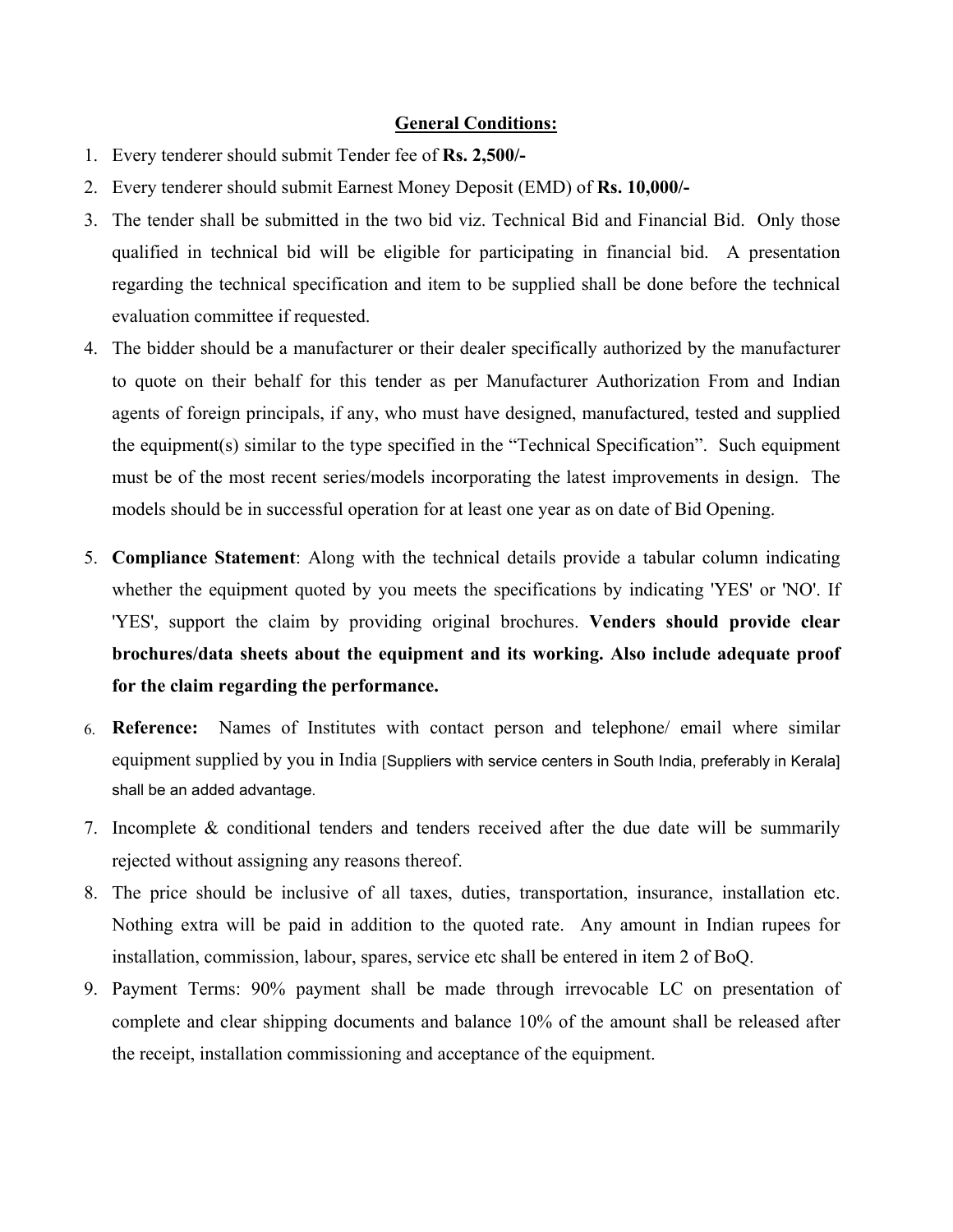**General Conditions:**

1. Every tenderer should submit Tender fee of **Rs. 2,500/-**
2. Every tenderer should submit Earnest Money Deposit (EMD) of **Rs. 10,000/-**
3. The tender shall be submitted in the two bid viz. Technical Bid and Financial Bid. Only those qualified in technical bid will be eligible for participating in financial bid. A presentation regarding the technical specification and item to be supplied shall be done before the technical evaluation committee if requested.
4. The bidder should be a manufacturer or their dealer specifically authorized by the manufacturer to quote on their behalf for this tender as per Manufacturer Authorization From and Indian agents of foreign principals, if any, who must have designed, manufactured, tested and supplied the equipment(s) similar to the type specified in the "Technical Specification". Such equipment must be of the most recent series/models incorporating the latest improvements in design. The models should be in successful operation for at least one year as on date of Bid Opening.
5. **Compliance Statement**: Along with the technical details provide a tabular column indicating whether the equipment quoted by you meets the specifications by indicating 'YES' or 'NO'. If 'YES', support the claim by providing original brochures. **Venders should provide clear brochures/data sheets about the equipment and its working. Also include adequate proof for the claim regarding the performance.**
6. **Reference:** Names of Institutes with contact person and telephone/ email where similar equipment supplied by you in India [Suppliers with service centers in South India, preferably in Kerala] shall be an added advantage.
7. Incomplete & conditional tenders and tenders received after the due date will be summarily rejected without assigning any reasons thereof.
8. The price should be inclusive of all taxes, duties, transportation, insurance, installation etc. Nothing extra will be paid in addition to the quoted rate. Any amount in Indian rupees for installation, commission, labour, spares, service etc shall be entered in item 2 of BoQ.
9. Payment Terms: 90% payment shall be made through irrevocable LC on presentation of complete and clear shipping documents and balance 10% of the amount shall be released after the receipt, installation commissioning and acceptance of the equipment.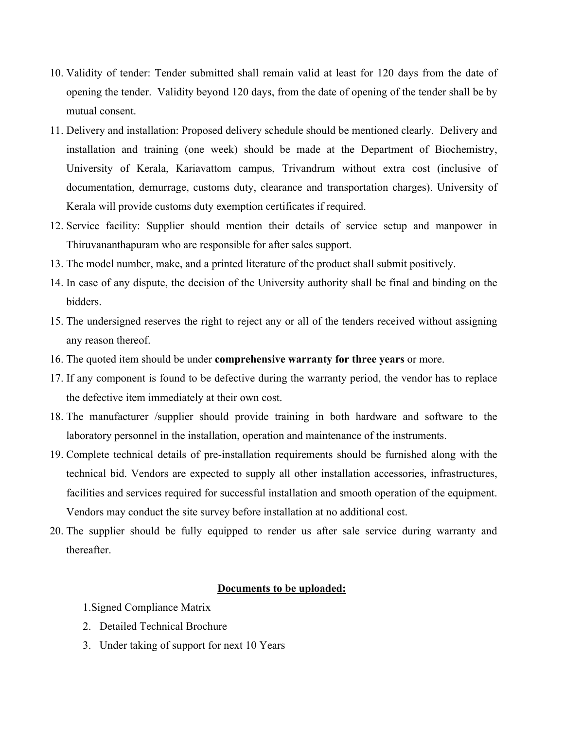10. Validity of tender: Tender submitted shall remain valid at least for 120 days from the date of opening the tender. Validity beyond 120 days, from the date of opening of the tender shall be by mutual consent.
11. Delivery and installation: Proposed delivery schedule should be mentioned clearly. Delivery and installation and training (one week) should be made at the Department of Biochemistry, University of Kerala, Kariavattom campus, Trivandrum without extra cost (inclusive of documentation, demurrage, customs duty, clearance and transportation charges). University of Kerala will provide customs duty exemption certificates if required.
12. Service facility: Supplier should mention their details of service setup and manpower in Thiruvananthapuram who are responsible for after sales support.
13. The model number, make, and a printed literature of the product shall submit positively.
14. In case of any dispute, the decision of the University authority shall be final and binding on the bidders.
15. The undersigned reserves the right to reject any or all of the tenders received without assigning any reason thereof.
16. The quoted item should be under **comprehensive warranty for three years** or more.
17. If any component is found to be defective during the warranty period, the vendor has to replace the defective item immediately at their own cost.
18. The manufacturer /supplier should provide training in both hardware and software to the laboratory personnel in the installation, operation and maintenance of the instruments.
19. Complete technical details of pre-installation requirements should be furnished along with the technical bid. Vendors are expected to supply all other installation accessories, infrastructures, facilities and services required for successful installation and smooth operation of the equipment. Vendors may conduct the site survey before installation at no additional cost.
20. The supplier should be fully equipped to render us after sale service during warranty and thereafter.

**<u>Documents to be uploaded:</u>**

1. Signed Compliance Matrix
2. Detailed Technical Brochure
3. Under taking of support for next 10 Years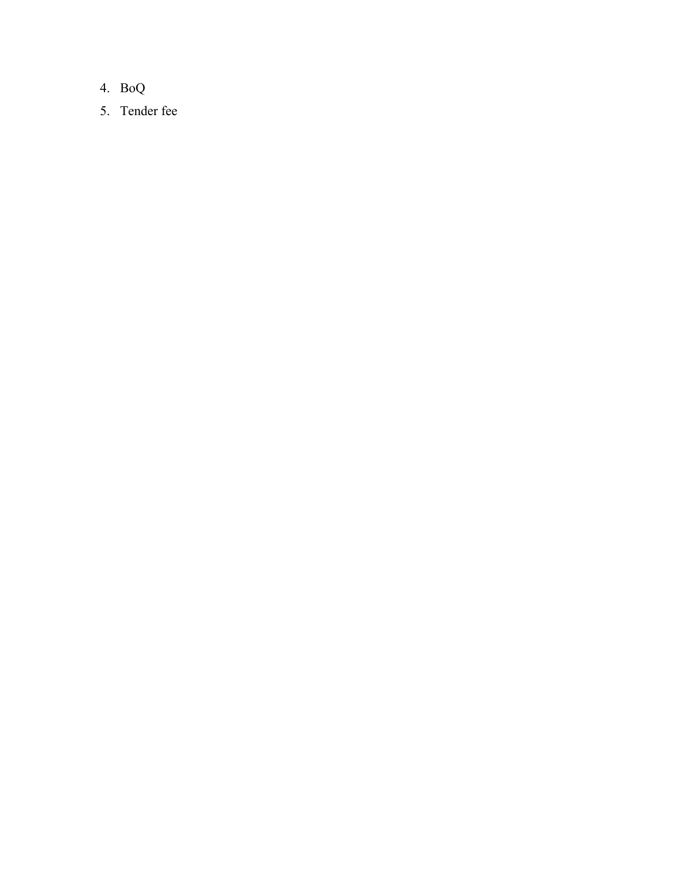4. BoQ
5. Tender fee